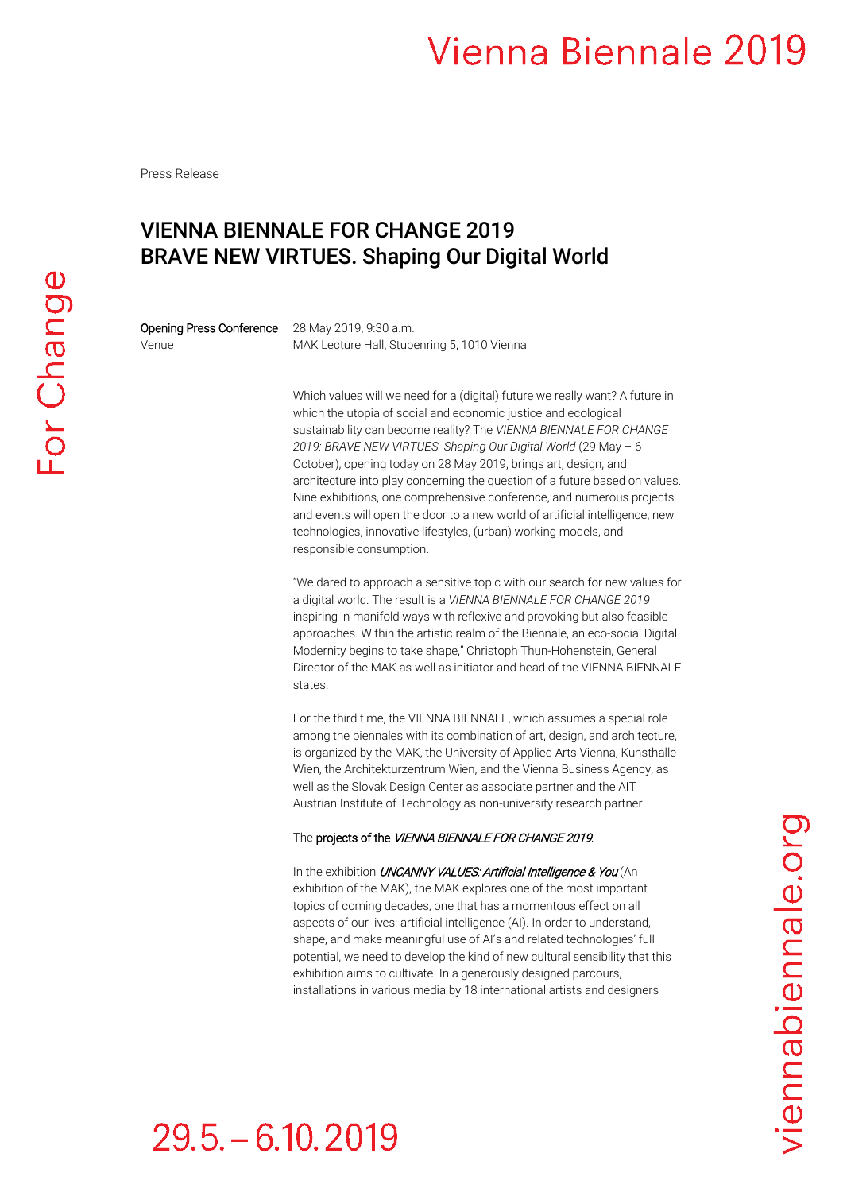Press Release

# VIENNA BIENNALE FOR CHANGE 2019
# BRAVE NEW VIRTUES. Shaping Our Digital World

**Opening Press Conference** 28 May 2019, 9:30 a.m.
Venue MAK Lecture Hall, Stubenring 5, 1010 Vienna

Which values will we need for a (digital) future we really want? A future in which the utopia of social and economic justice and ecological sustainability can become reality? The *VIENNA BIENNALE FOR CHANGE 2019: BRAVE NEW VIRTUES. Shaping Our Digital World* (29 May – 6 October), opening today on 28 May 2019, brings art, design, and architecture into play concerning the question of a future based on values. Nine exhibitions, one comprehensive conference, and numerous projects and events will open the door to a new world of artificial intelligence, new technologies, innovative lifestyles, (urban) working models, and responsible consumption.

"We dared to approach a sensitive topic with our search for new values for a digital world. The result is a *VIENNA BIENNALE FOR CHANGE 2019* inspiring in manifold ways with reflexive and provoking but also feasible approaches. Within the artistic realm of the Biennale, an eco-social Digital Modernity begins to take shape," Christoph Thun-Hohenstein, General Director of the MAK as well as initiator and head of the VIENNA BIENNALE states.

For the third time, the VIENNA BIENNALE, which assumes a special role among the biennales with its combination of art, design, and architecture, is organized by the MAK, the University of Applied Arts Vienna, Kunsthalle Wien, the Architekturzentrum Wien, and the Vienna Business Agency, as well as the Slovak Design Center as associate partner and the AIT Austrian Institute of Technology as non-university research partner.

The **projects of the** ***VIENNA BIENNALE FOR CHANGE 2019***.

In the exhibition ***UNCANNY VALUES: Artificial Intelligence & You*** (An exhibition of the MAK), the MAK explores one of the most important topics of coming decades, one that has a momentous effect on all aspects of our lives: artificial intelligence (AI). In order to understand, shape, and make meaningful use of AI's and related technologies' full potential, we need to develop the kind of new cultural sensibility that this exhibition aims to cultivate. In a generously designed parcours, installations in various media by 18 international artists and designers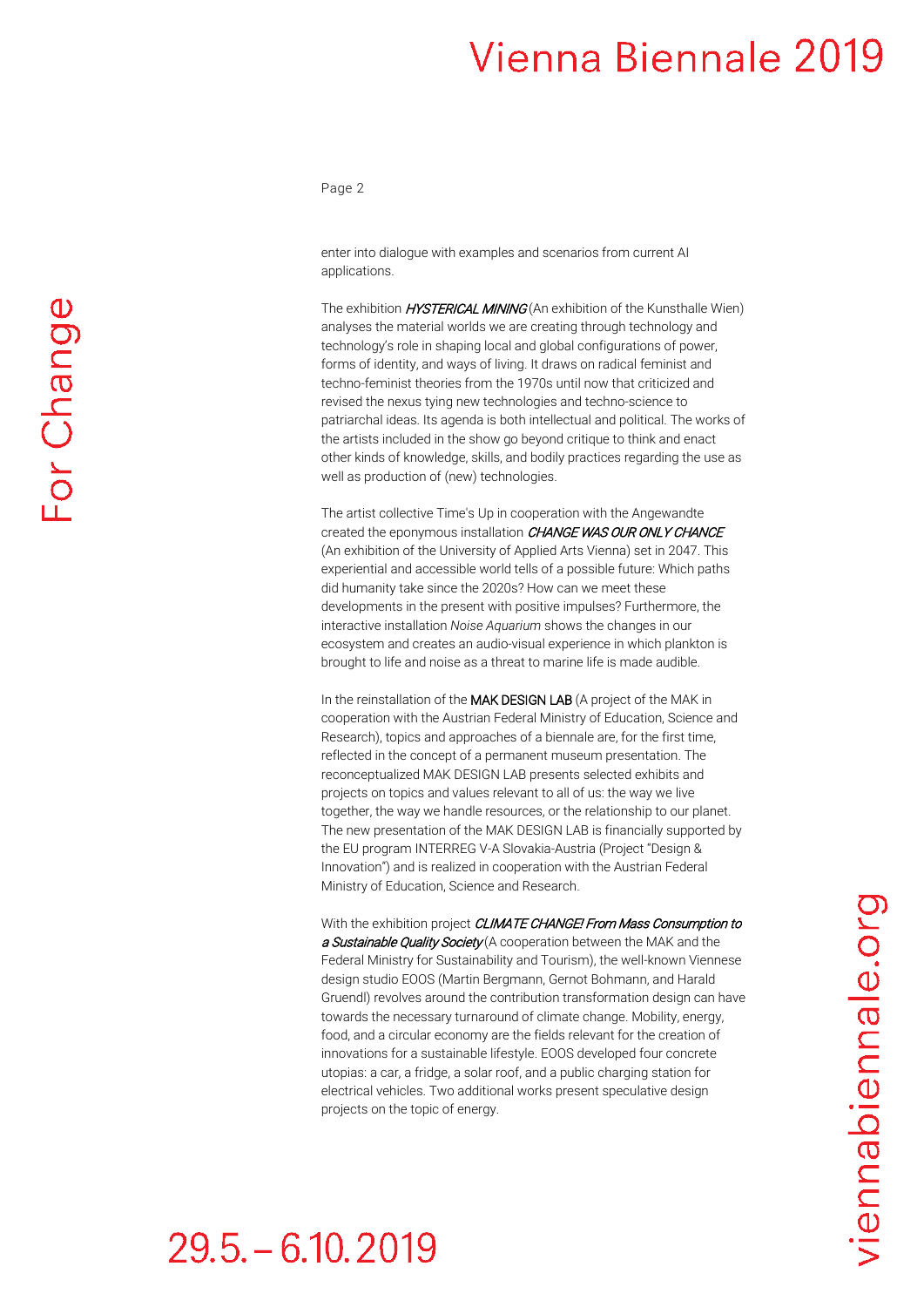enter into dialogue with examples and scenarios from current AI applications.

The exhibition ***HYSTERICAL MINING*** (An exhibition of the Kunsthalle Wien) analyses the material worlds we are creating through technology and technology's role in shaping local and global configurations of power, forms of identity, and ways of living. It draws on radical feminist and techno-feminist theories from the 1970s until now that criticized and revised the nexus tying new technologies and techno-science to patriarchal ideas. Its agenda is both intellectual and political. The works of the artists included in the show go beyond critique to think and enact other kinds of knowledge, skills, and bodily practices regarding the use as well as production of (new) technologies.

The artist collective Time's Up in cooperation with the Angewandte created the eponymous installation ***CHANGE WAS OUR ONLY CHANCE*** (An exhibition of the University of Applied Arts Vienna) set in 2047. This experiential and accessible world tells of a possible future: Which paths did humanity take since the 2020s? How can we meet these developments in the present with positive impulses? Furthermore, the interactive installation *Noise Aquarium* shows the changes in our ecosystem and creates an audio-visual experience in which plankton is brought to life and noise as a threat to marine life is made audible.

In the reinstallation of the MAK DESIGN LAB (A project of the MAK in cooperation with the Austrian Federal Ministry of Education, Science and Research), topics and approaches of a biennale are, for the first time, reflected in the concept of a permanent museum presentation. The reconceptualized MAK DESIGN LAB presents selected exhibits and projects on topics and values relevant to all of us: the way we live together, the way we handle resources, or the relationship to our planet. The new presentation of the MAK DESIGN LAB is financially supported by the EU program INTERREG V-A Slovakia-Austria (Project "Design & Innovation") and is realized in cooperation with the Austrian Federal Ministry of Education, Science and Research.

With the exhibition project ***CLIMATE CHANGE! From Mass Consumption to a Sustainable Quality Society*** (A cooperation between the MAK and the Federal Ministry for Sustainability and Tourism), the well-known Viennese design studio EOOS (Martin Bergmann, Gernot Bohmann, and Harald Gruendl) revolves around the contribution transformation design can have towards the necessary turnaround of climate change. Mobility, energy, food, and a circular economy are the fields relevant for the creation of innovations for a sustainable lifestyle. EOOS developed four concrete utopias: a car, a fridge, a solar roof, and a public charging station for electrical vehicles. Two additional works present speculative design projects on the topic of energy.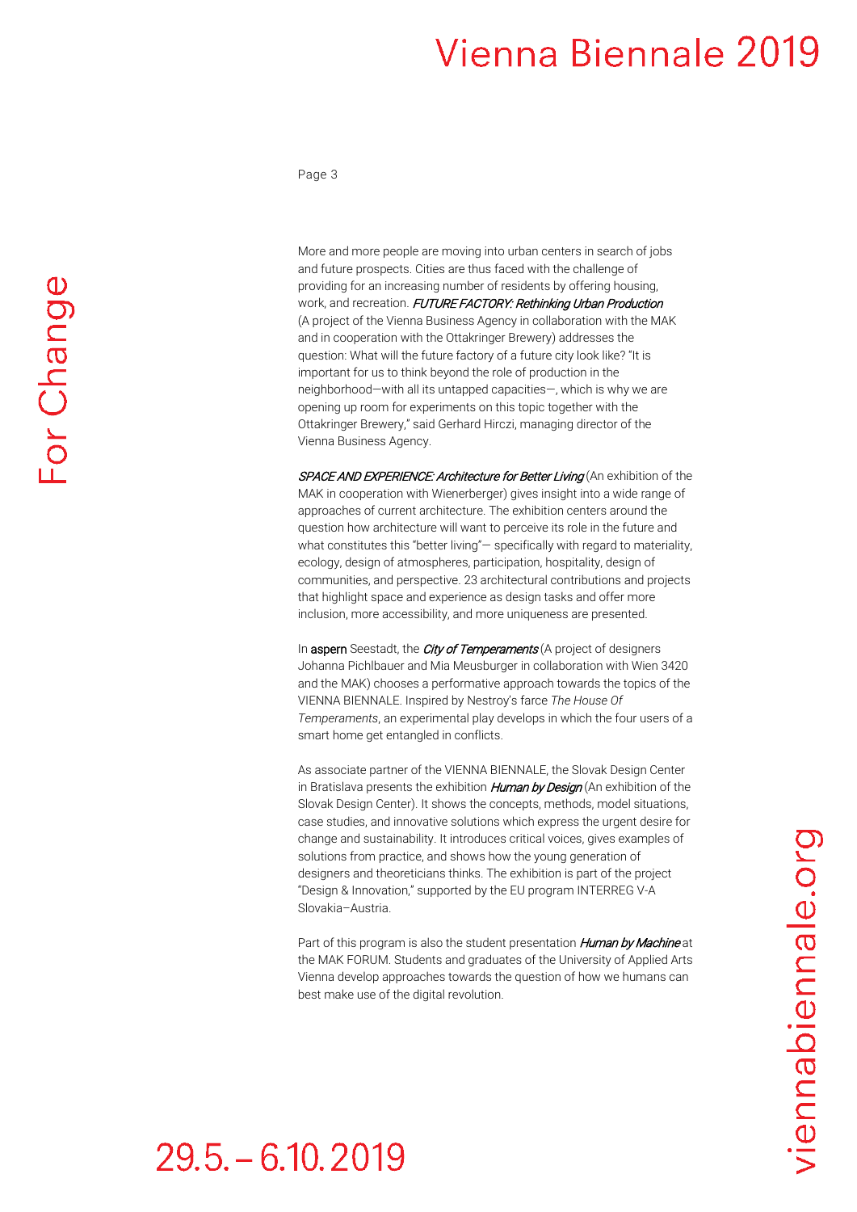More and more people are moving into urban centers in search of jobs and future prospects. Cities are thus faced with the challenge of providing for an increasing number of residents by offering housing, work, and recreation. *FUTURE FACTORY: Rethinking Urban Production* (A project of the Vienna Business Agency in collaboration with the MAK and in cooperation with the Ottakringer Brewery) addresses the question: What will the future factory of a future city look like? "It is important for us to think beyond the role of production in the neighborhood—with all its untapped capacities—, which is why we are opening up room for experiments on this topic together with the Ottakringer Brewery," said Gerhard Hirczi, managing director of the Vienna Business Agency.

*SPACE AND EXPERIENCE: Architecture for Better Living* (An exhibition of the MAK in cooperation with Wienerberger) gives insight into a wide range of approaches of current architecture. The exhibition centers around the question how architecture will want to perceive its role in the future and what constitutes this "better living"— specifically with regard to materiality, ecology, design of atmospheres, participation, hospitality, design of communities, and perspective. 23 architectural contributions and projects that highlight space and experience as design tasks and offer more inclusion, more accessibility, and more uniqueness are presented.

In aspern Seestadt, the *City of Temperaments* (A project of designers Johanna Pichlbauer and Mia Meusburger in collaboration with Wien 3420 and the MAK) chooses a performative approach towards the topics of the VIENNA BIENNALE. Inspired by Nestroy's farce *The House Of Temperaments*, an experimental play develops in which the four users of a smart home get entangled in conflicts.

As associate partner of the VIENNA BIENNALE, the Slovak Design Center in Bratislava presents the exhibition *Human by Design* (An exhibition of the Slovak Design Center). It shows the concepts, methods, model situations, case studies, and innovative solutions which express the urgent desire for change and sustainability. It introduces critical voices, gives examples of solutions from practice, and shows how the young generation of designers and theoreticians thinks. The exhibition is part of the project "Design & Innovation," supported by the EU program INTERREG V-A Slovakia–Austria.

Part of this program is also the student presentation *Human by Machine* at the MAK FORUM. Students and graduates of the University of Applied Arts Vienna develop approaches towards the question of how we humans can best make use of the digital revolution.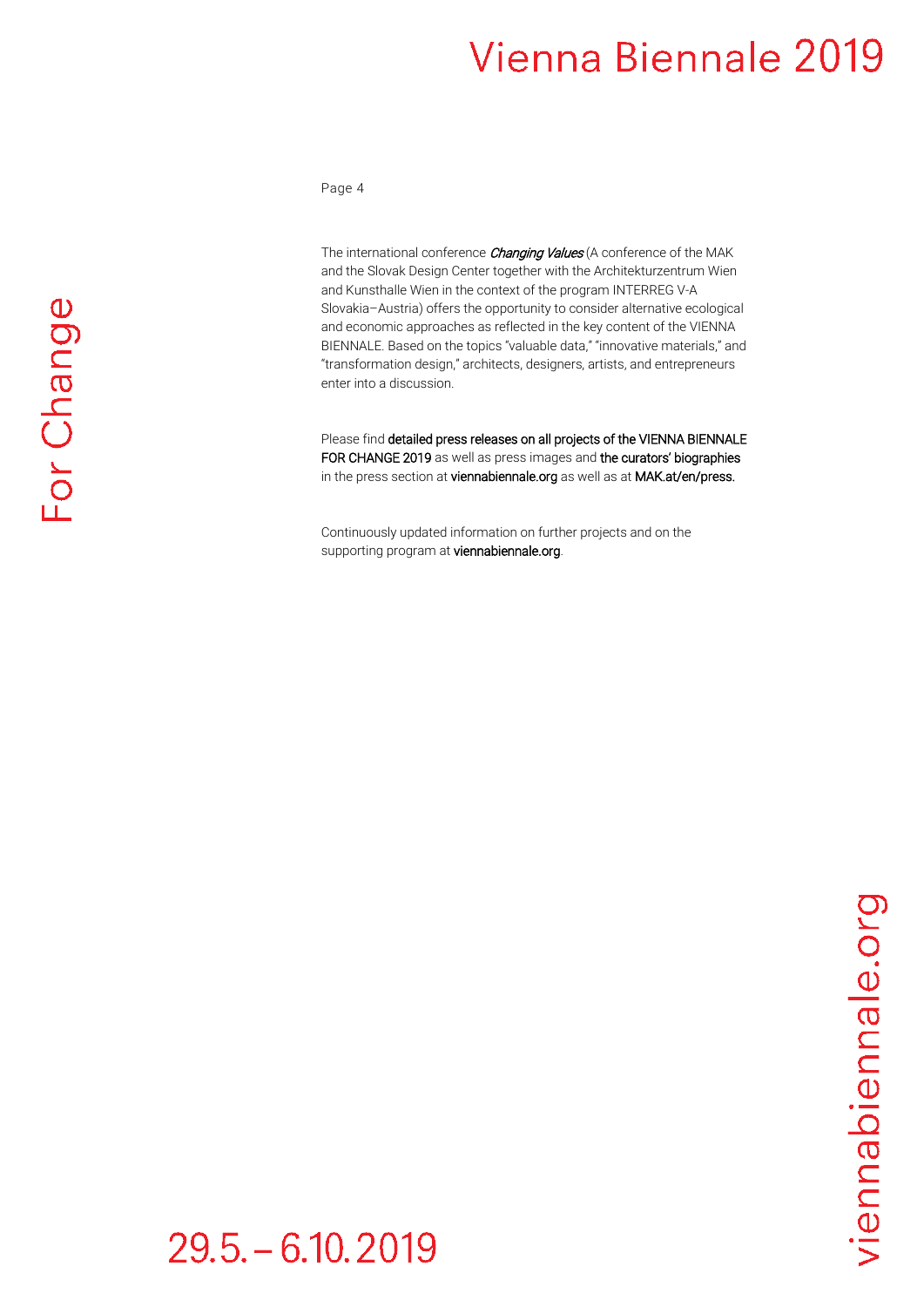The international conference *Changing Values* (A conference of the MAK and the Slovak Design Center together with the Architekturzentrum Wien and Kunsthalle Wien in the context of the program INTERREG V-A Slovakia–Austria) offers the opportunity to consider alternative ecological and economic approaches as reflected in the key content of the VIENNA BIENNALE. Based on the topics "valuable data," "innovative materials," and "transformation design," architects, designers, artists, and entrepreneurs enter into a discussion.

Please find detailed press releases on all projects of the VIENNA BIENNALE FOR CHANGE 2019 as well as press images and the curators' biographies in the press section at viennabiennale.org as well as at MAK.at/en/press.

Continuously updated information on further projects and on the supporting program at viennabiennale.org.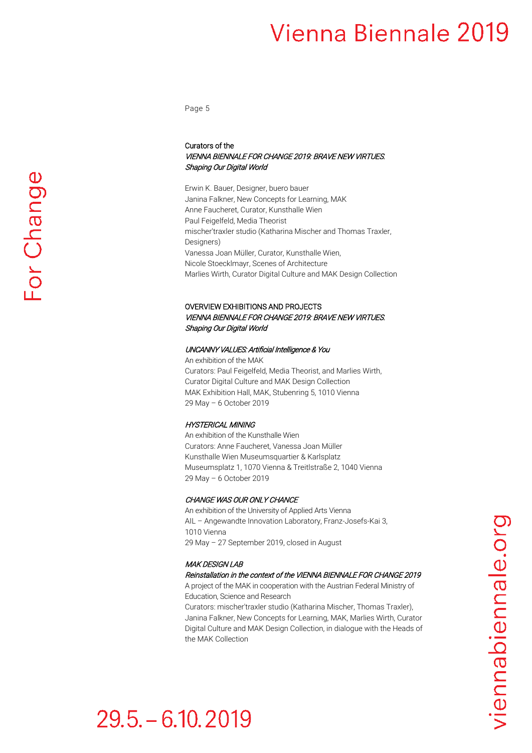Curators of the
*VIENNA BIENNALE FOR CHANGE 2019: BRAVE NEW VIRTUES. Shaping Our Digital World*

Erwin K. Bauer, Designer, buero bauer
Janina Falkner, New Concepts for Learning, MAK
Anne Faucheret, Curator, Kunsthalle Wien
Paul Feigelfeld, Media Theorist
mischer'traxler studio (Katharina Mischer and Thomas Traxler, Designers)
Vanessa Joan Müller, Curator, Kunsthalle Wien,
Nicole Stoecklmayr, Scenes of Architecture
Marlies Wirth, Curator Digital Culture and MAK Design Collection

## OVERVIEW EXHIBITIONS AND PROJECTS

*VIENNA BIENNALE FOR CHANGE 2019: BRAVE NEW VIRTUES. Shaping Our Digital World*

### *UNCANNY VALUES: Artificial Intelligence & You*

An exhibition of the MAK
Curators: Paul Feigelfeld, Media Theorist, and Marlies Wirth, Curator Digital Culture and MAK Design Collection
MAK Exhibition Hall, MAK, Stubenring 5, 1010 Vienna
29 May – 6 October 2019

### *HYSTERICAL MINING*

An exhibition of the Kunsthalle Wien
Curators: Anne Faucheret, Vanessa Joan Müller
Kunsthalle Wien Museumsquartier & Karlsplatz
Museumsplatz 1, 1070 Vienna & Treitlstraße 2, 1040 Vienna
29 May – 6 October 2019

### *CHANGE WAS OUR ONLY CHANCE*

An exhibition of the University of Applied Arts Vienna
AIL – Angewandte Innovation Laboratory, Franz-Josefs-Kai 3, 1010 Vienna
29 May – 27 September 2019, closed in August

### *MAK DESIGN LAB*

*Reinstallation in the context of the VIENNA BIENNALE FOR CHANGE 2019*

A project of the MAK in cooperation with the Austrian Federal Ministry of Education, Science and Research
Curators: mischer'traxler studio (Katharina Mischer, Thomas Traxler), Janina Falkner, New Concepts for Learning, MAK, Marlies Wirth, Curator Digital Culture and MAK Design Collection, in dialogue with the Heads of the MAK Collection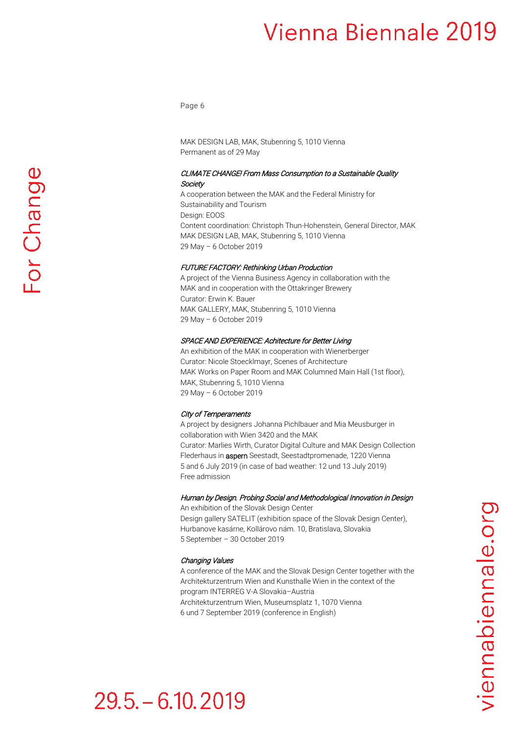MAK DESIGN LAB, MAK, Stubenring 5, 1010 Vienna
Permanent as of 29 May

*CLIMATE CHANGE! From Mass Consumption to a Sustainable Quality Society*
A cooperation between the MAK and the Federal Ministry for Sustainability and Tourism
Design: EOOS
Content coordination: Christoph Thun-Hohenstein, General Director, MAK
MAK DESIGN LAB, MAK, Stubenring 5, 1010 Vienna
29 May – 6 October 2019

*FUTURE FACTORY: Rethinking Urban Production*
A project of the Vienna Business Agency in collaboration with the MAK and in cooperation with the Ottakringer Brewery
Curator: Erwin K. Bauer
MAK GALLERY, MAK, Stubenring 5, 1010 Vienna
29 May – 6 October 2019

*SPACE AND EXPERIENCE: Achitecture for Better Living*
An exhibition of the MAK in cooperation with Wienerberger
Curator: Nicole Stoecklmayr, Scenes of Architecture
MAK Works on Paper Room and MAK Columned Main Hall (1st floor), MAK, Stubenring 5, 1010 Vienna
29 May – 6 October 2019

*City of Temperaments*
A project by designers Johanna Pichlbauer and Mia Meusburger in collaboration with Wien 3420 and the MAK
Curator: Marlies Wirth, Curator Digital Culture and MAK Design Collection
Flederhaus in aspern Seestadt, Seestadtpromenade, 1220 Vienna
5 and 6 July 2019 (in case of bad weather: 12 und 13 July 2019)
Free admission

*Human by Design. Probing Social and Methodological Innovation in Design*
An exhibition of the Slovak Design Center
Design gallery SATELIT (exhibition space of the Slovak Design Center), Hurbanove kasárne, Kollárovo nám. 10, Bratislava, Slovakia
5 September – 30 October 2019

*Changing Values*
A conference of the MAK and the Slovak Design Center together with the Architekturzentrum Wien and Kunsthalle Wien in the context of the program INTERREG V-A Slovakia–Austria
Architekturzentrum Wien, Museumsplatz 1, 1070 Vienna
6 und 7 September 2019 (conference in English)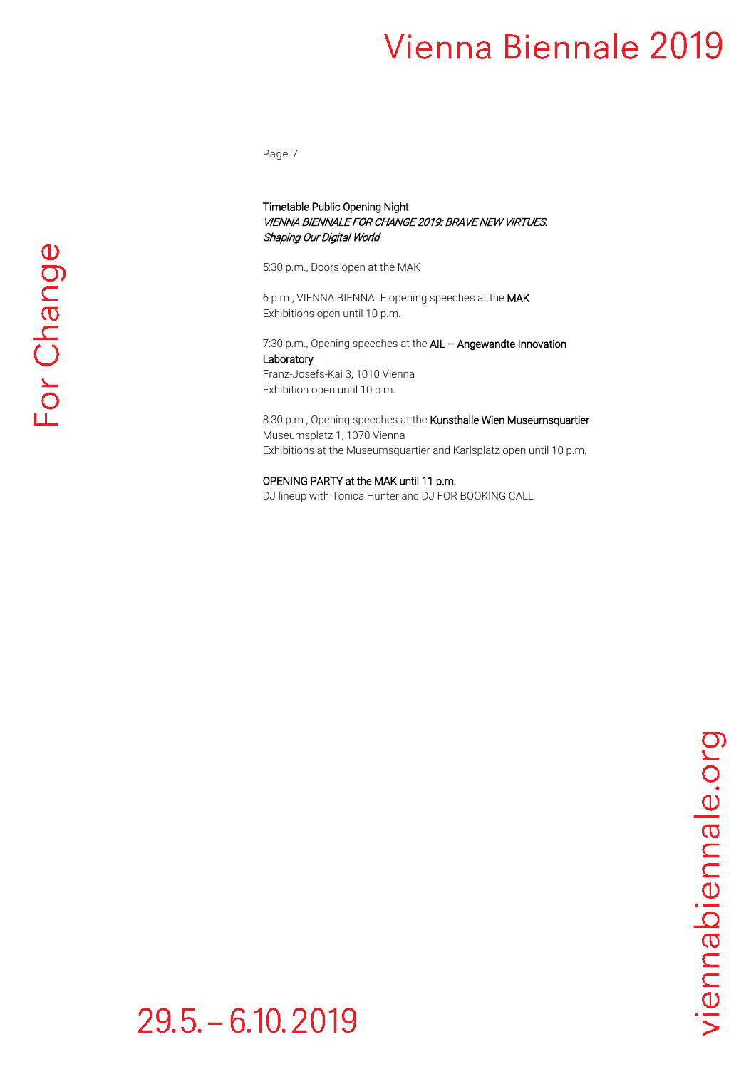**Timetable Public Opening Night**
***VIENNA BIENNALE FOR CHANGE 2019: BRAVE NEW VIRTUES. Shaping Our Digital World***

5:30 p.m., Doors open at the MAK

6 p.m., VIENNA BIENNALE opening speeches at the **MAK**
Exhibitions open until 10 p.m.

7:30 p.m., Opening speeches at the **AIL – Angewandte Innovation Laboratory**
Franz-Josefs-Kai 3, 1010 Vienna
Exhibition open until 10 p.m.

8:30 p.m., Opening speeches at the **Kunsthalle Wien Museumsquartier**
Museumsplatz 1, 1070 Vienna
Exhibitions at the Museumsquartier and Karlsplatz open until 10 p.m.

**OPENING PARTY at the MAK until 11 p.m.**
DJ lineup with Tonica Hunter and DJ FOR BOOKING CALL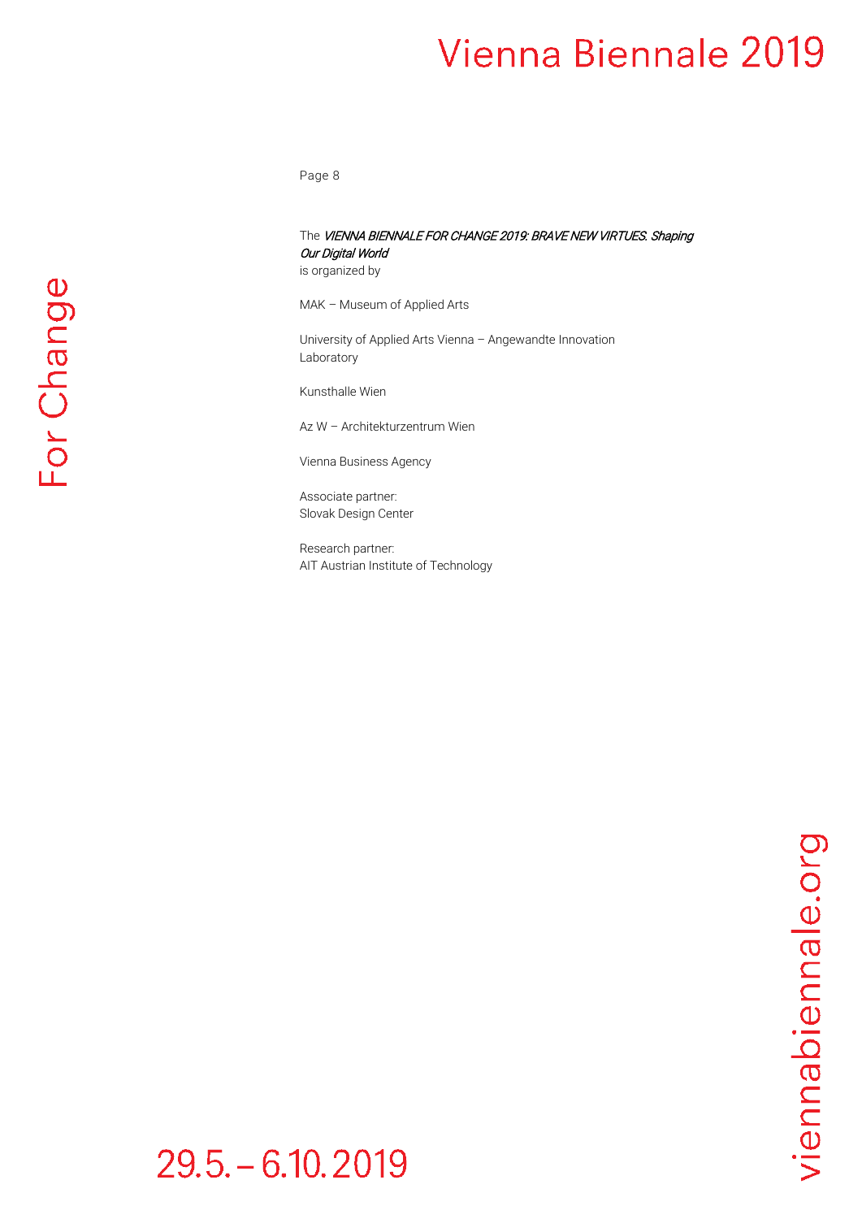The *VIENNA BIENNALE FOR CHANGE 2019: BRAVE NEW VIRTUES. Shaping Our Digital World*
is organized by

MAK – Museum of Applied Arts

University of Applied Arts Vienna – Angewandte Innovation Laboratory

Kunsthalle Wien

Az W – Architekturzentrum Wien

Vienna Business Agency

Associate partner:
Slovak Design Center

Research partner:
AIT Austrian Institute of Technology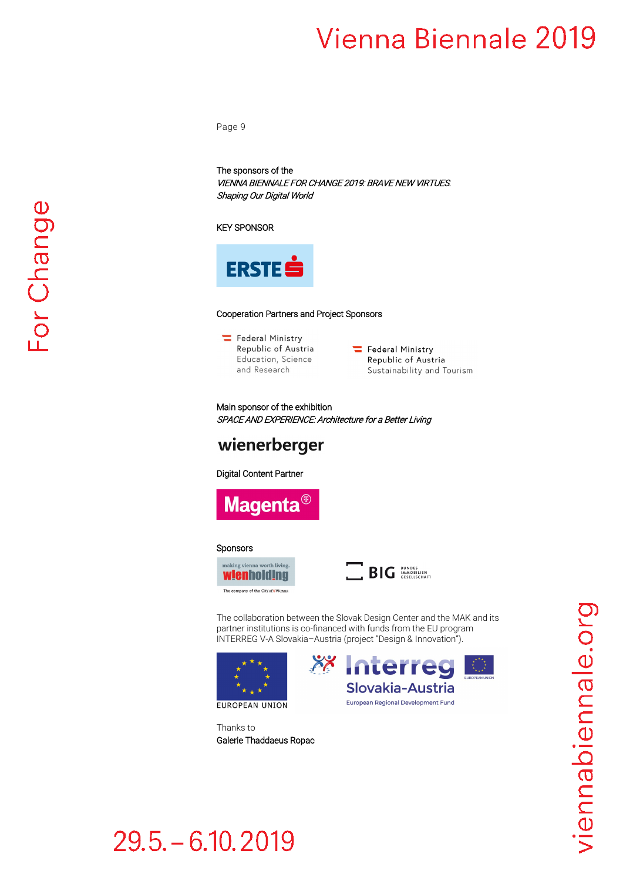The sponsors of the
*VIENNA BIENNALE FOR CHANGE 2019: BRAVE NEW VIRTUES. Shaping Our Digital World*

KEY SPONSOR

ERSTE

Cooperation Partners and Project Sponsors

Federal Ministry
Republic of Austria
Education, Science
and Research

Federal Ministry
Republic of Austria
Sustainability and Tourism

Main sponsor of the exhibition
*SPACE AND EXPERIENCE: Architecture for a Better Living*

wienerberger

Digital Content Partner

Magenta

Sponsors

making vienna worth living.
wienholding
The company of the City of Vienna

BIG BUNDES IMMOBILIEN GESELLSCHAFT

The collaboration between the Slovak Design Center and the MAK and its partner institutions is co-financed with funds from the EU program INTERREG V-A Slovakia–Austria (project "Design & Innovation").

EUROPEAN UNION

Interreg
Slovakia-Austria
European Regional Development Fund

EUROPEAN UNION

Thanks to
Galerie Thaddaeus Ropac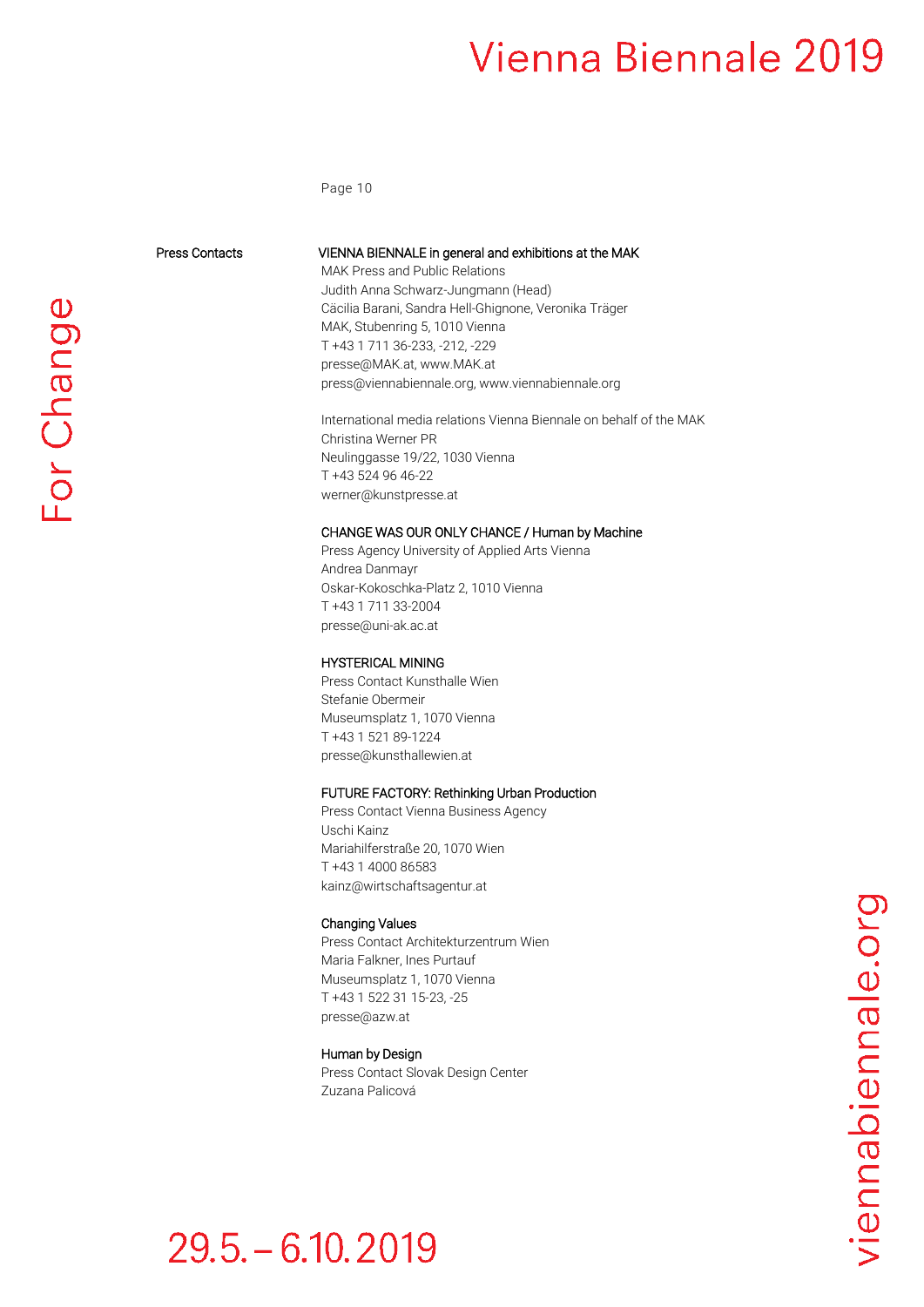## Press Contacts

**VIENNA BIENNALE in general and exhibitions at the MAK**
MAK Press and Public Relations
Judith Anna Schwarz-Jungmann (Head)
Cäcilia Barani, Sandra Hell-Ghignone, Veronika Träger
MAK, Stubenring 5, 1010 Vienna
T +43 1 711 36-233, -212, -229
presse@MAK.at, www.MAK.at
press@viennabiennale.org, www.viennabiennale.org

International media relations Vienna Biennale on behalf of the MAK
Christina Werner PR
Neulinggasse 19/22, 1030 Vienna
T +43 524 96 46-22
werner@kunstpresse.at

**CHANGE WAS OUR ONLY CHANCE / Human by Machine**
Press Agency University of Applied Arts Vienna
Andrea Danmayr
Oskar-Kokoschka-Platz 2, 1010 Vienna
T +43 1 711 33-2004
presse@uni-ak.ac.at

**HYSTERICAL MINING**
Press Contact Kunsthalle Wien
Stefanie Obermeir
Museumsplatz 1, 1070 Vienna
T +43 1 521 89-1224
presse@kunsthallewien.at

**FUTURE FACTORY: Rethinking Urban Production**
Press Contact Vienna Business Agency
Uschi Kainz
Mariahilferstraße 20, 1070 Wien
T +43 1 4000 86583
kainz@wirtschaftsagentur.at

**Changing Values**
Press Contact Architekturzentrum Wien
Maria Falkner, Ines Purtauf
Museumsplatz 1, 1070 Vienna
T +43 1 522 31 15-23, -25
presse@azw.at

**Human by Design**
Press Contact Slovak Design Center
Zuzana Palicová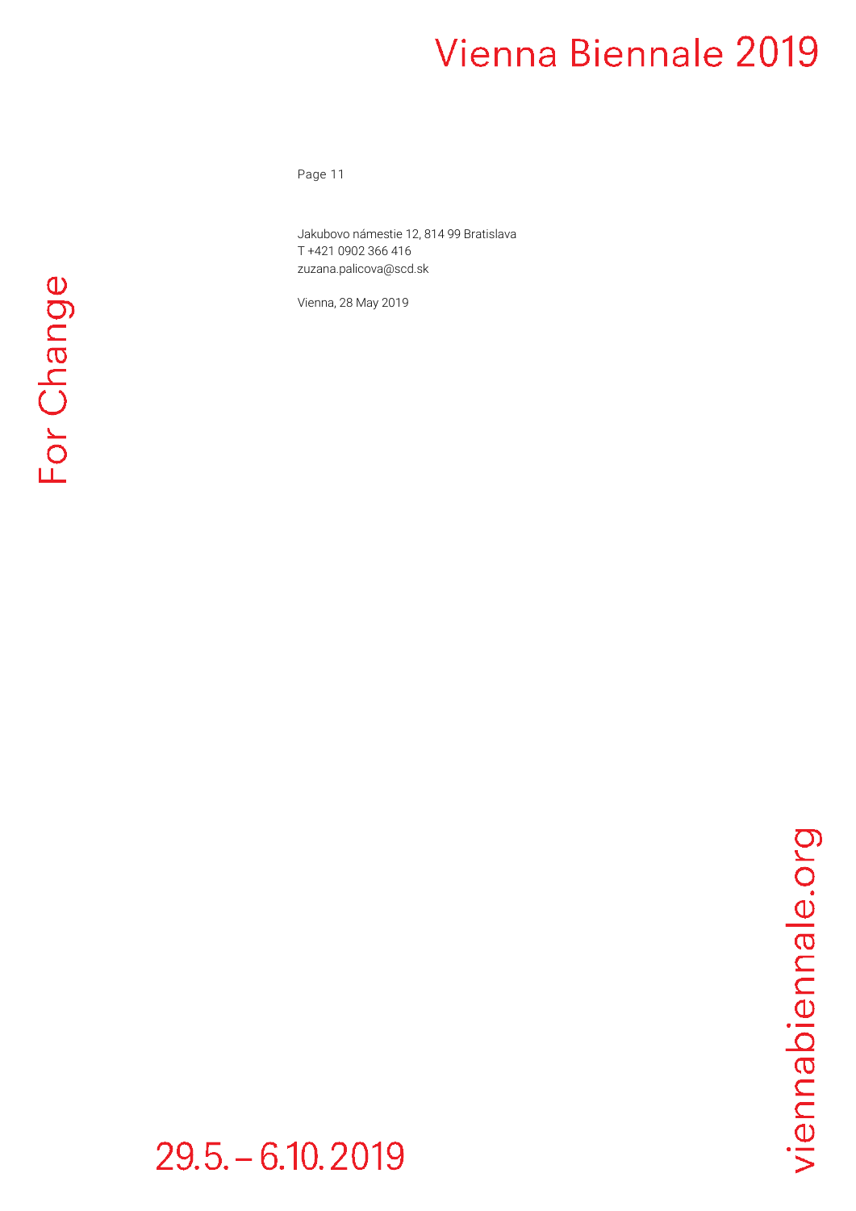Jakubovo námestie 12, 814 99 Bratislava
T +421 0902 366 416
zuzana.palicova@scd.sk

Vienna, 28 May 2019